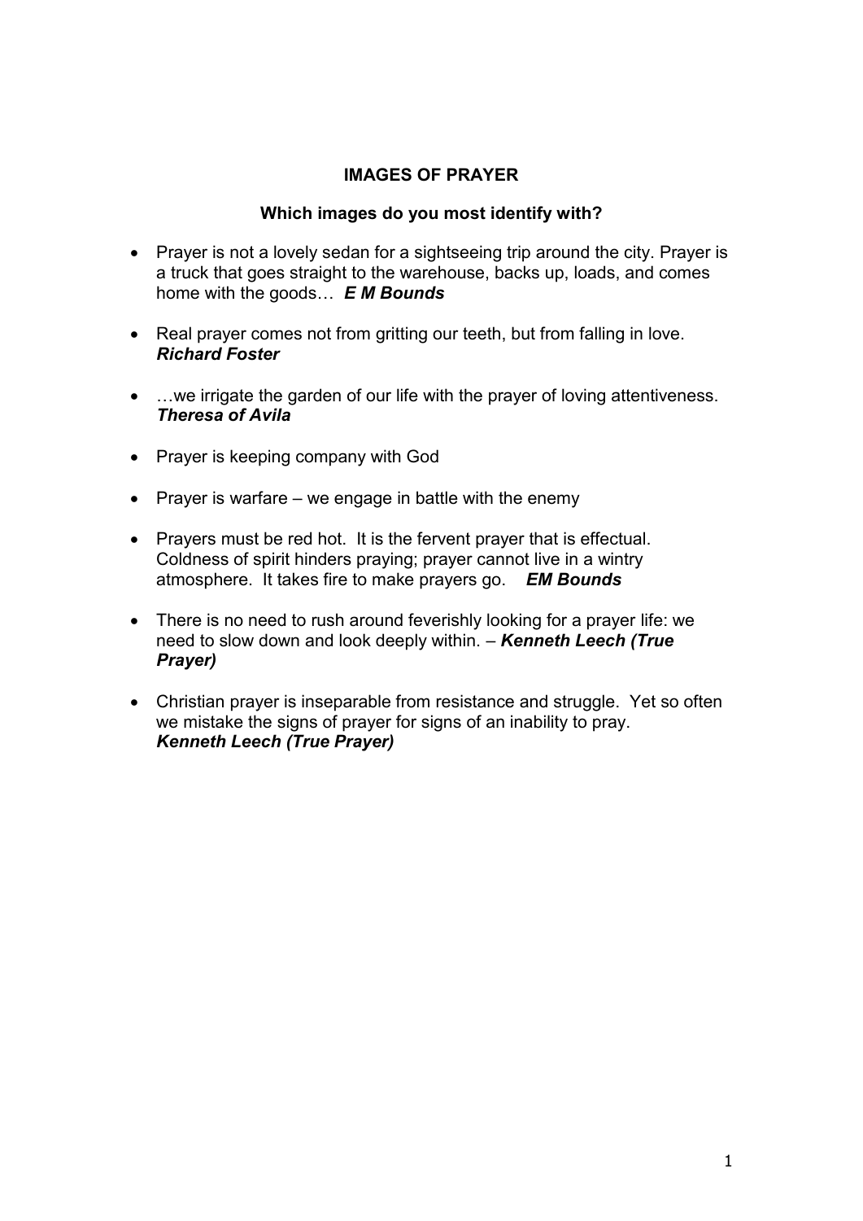## IMAGES OF PRAYER

### Which images do you most identify with?

- Prayer is not a lovely sedan for a sightseeing trip around the city. Prayer is a truck that goes straight to the warehouse, backs up, loads, and comes home with the goods… ***E M Bounds***

- Real prayer comes not from gritting our teeth, but from falling in love. ***Richard Foster***

- …we irrigate the garden of our life with the prayer of loving attentiveness. ***Theresa of Avila***

- Prayer is keeping company with God

- Prayer is warfare – we engage in battle with the enemy

- Prayers must be red hot. It is the fervent prayer that is effectual. Coldness of spirit hinders praying; prayer cannot live in a wintry atmosphere. It takes fire to make prayers go. ***EM Bounds***

- There is no need to rush around feverishly looking for a prayer life: we need to slow down and look deeply within. – ***Kenneth Leech (True Prayer)***

- Christian prayer is inseparable from resistance and struggle. Yet so often we mistake the signs of prayer for signs of an inability to pray. ***Kenneth Leech (True Prayer)***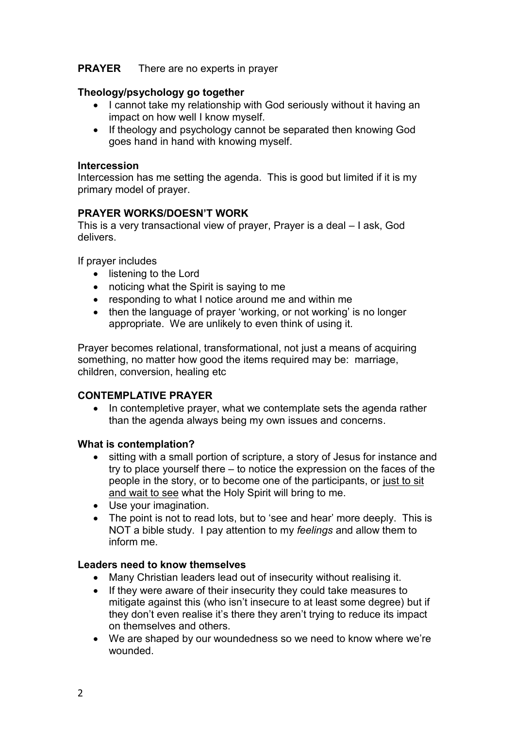**PRAYER** There are no experts in prayer

**Theology/psychology go together**

- I cannot take my relationship with God seriously without it having an impact on how well I know myself.
- If theology and psychology cannot be separated then knowing God goes hand in hand with knowing myself.

**Intercession**

Intercession has me setting the agenda. This is good but limited if it is my primary model of prayer.

**PRAYER WORKS/DOESN'T WORK**

This is a very transactional view of prayer, Prayer is a deal – I ask, God delivers.

If prayer includes

- listening to the Lord
- noticing what the Spirit is saying to me
- responding to what I notice around me and within me
- then the language of prayer 'working, or not working' is no longer appropriate. We are unlikely to even think of using it.

Prayer becomes relational, transformational, not just a means of acquiring something, no matter how good the items required may be: marriage, children, conversion, healing etc

**CONTEMPLATIVE PRAYER**

- In contempletive prayer, what we contemplate sets the agenda rather than the agenda always being my own issues and concerns.

**What is contemplation?**

- sitting with a small portion of scripture, a story of Jesus for instance and try to place yourself there – to notice the expression on the faces of the people in the story, or to become one of the participants, or <u>just to sit and wait to see</u> what the Holy Spirit will bring to me.
- Use your imagination.
- The point is not to read lots, but to 'see and hear' more deeply. This is NOT a bible study. I pay attention to my *feelings* and allow them to inform me.

**Leaders need to know themselves**

- Many Christian leaders lead out of insecurity without realising it.
- If they were aware of their insecurity they could take measures to mitigate against this (who isn't insecure to at least some degree) but if they don't even realise it's there they aren't trying to reduce its impact on themselves and others.
- We are shaped by our woundedness so we need to know where we're wounded.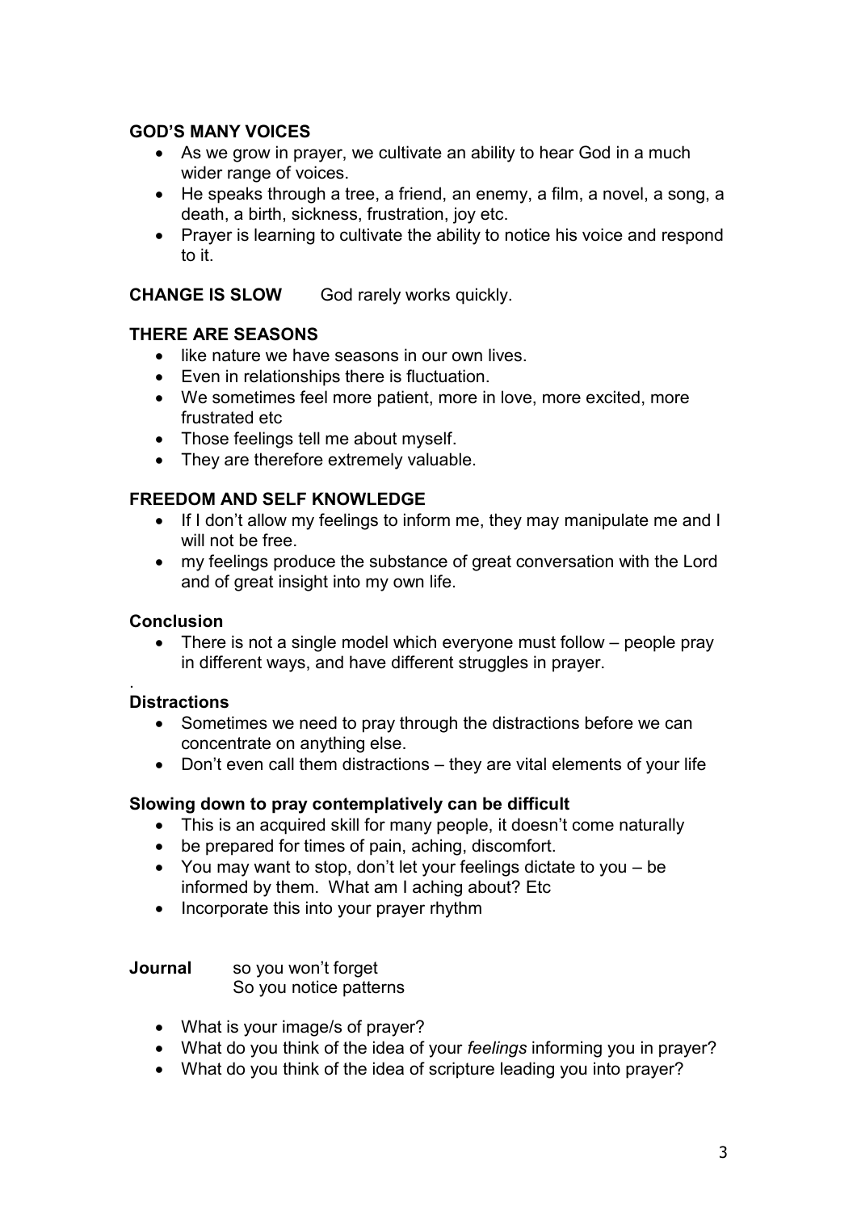**GOD'S MANY VOICES**

- As we grow in prayer, we cultivate an ability to hear God in a much wider range of voices.
- He speaks through a tree, a friend, an enemy, a film, a novel, a song, a death, a birth, sickness, frustration, joy etc.
- Prayer is learning to cultivate the ability to notice his voice and respond to it.

**CHANGE IS SLOW** God rarely works quickly.

**THERE ARE SEASONS**

- like nature we have seasons in our own lives.
- Even in relationships there is fluctuation.
- We sometimes feel more patient, more in love, more excited, more frustrated etc
- Those feelings tell me about myself.
- They are therefore extremely valuable.

**FREEDOM AND SELF KNOWLEDGE**

- If I don't allow my feelings to inform me, they may manipulate me and I will not be free.
- my feelings produce the substance of great conversation with the Lord and of great insight into my own life.

**Conclusion**

- There is not a single model which everyone must follow – people pray in different ways, and have different struggles in prayer.

.

**Distractions**

- Sometimes we need to pray through the distractions before we can concentrate on anything else.
- Don't even call them distractions – they are vital elements of your life

**Slowing down to pray contemplatively can be difficult**

- This is an acquired skill for many people, it doesn't come naturally
- be prepared for times of pain, aching, discomfort.
- You may want to stop, don't let your feelings dictate to you – be informed by them. What am I aching about? Etc
- Incorporate this into your prayer rhythm

**Journal** so you won't forget
So you notice patterns

- What is your image/s of prayer?
- What do you think of the idea of your *feelings* informing you in prayer?
- What do you think of the idea of scripture leading you into prayer?